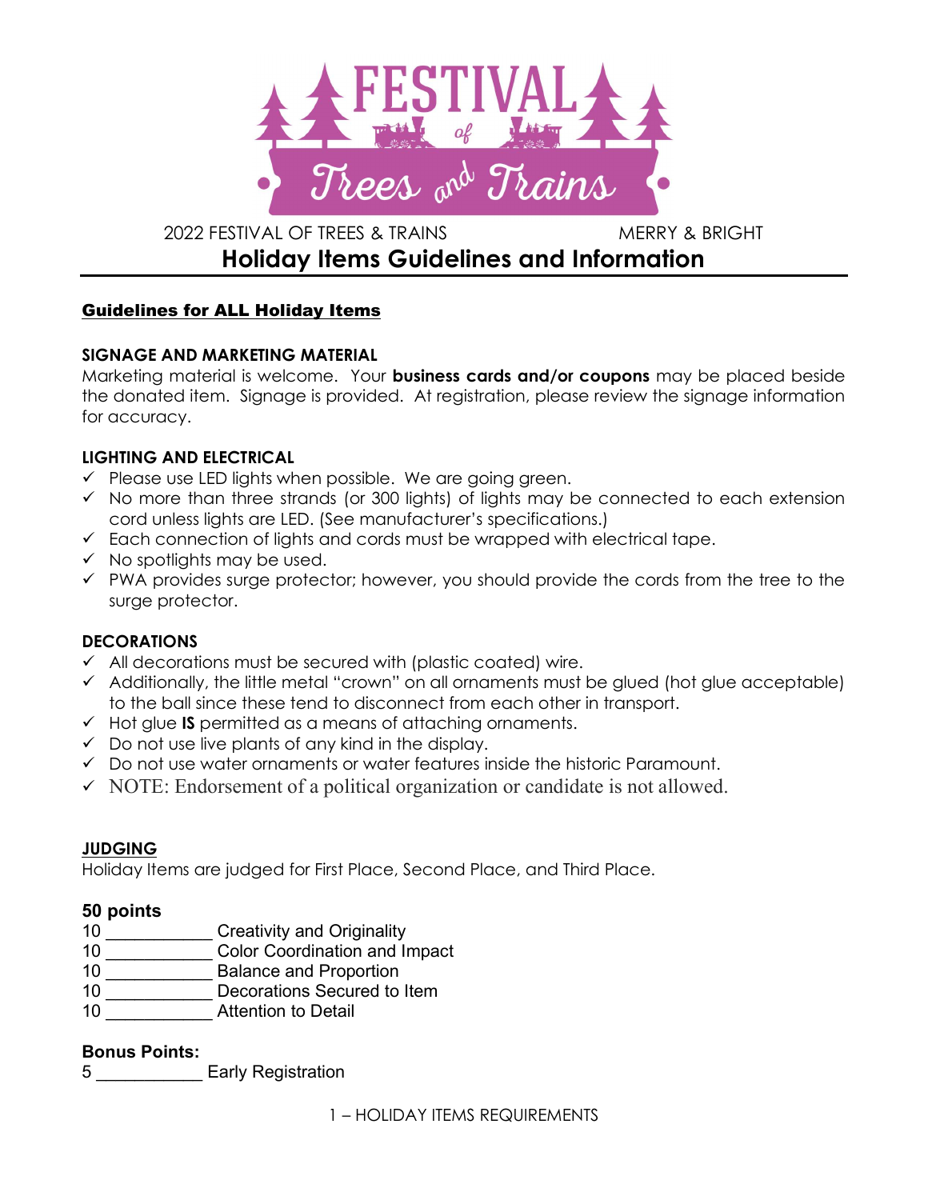# FESTIVAL of Trees and Trains

2022 FESTIVAL OF TREES & TRAINS MERRY & BRIGHT

## Holiday Items Guidelines and Information

### Guidelines for ALL Holiday Items

**SIGNAGE AND MARKETING MATERIAL**

Marketing material is welcome. Your **business cards and/or coupons** may be placed beside the donated item. Signage is provided. At registration, please review the signage information for accuracy.

**LIGHTING AND ELECTRICAL**

- ✓ Please use LED lights when possible. We are going green.
- ✓ No more than three strands (or 300 lights) of lights may be connected to each extension cord unless lights are LED. (See manufacturer's specifications.)
- ✓ Each connection of lights and cords must be wrapped with electrical tape.
- ✓ No spotlights may be used.
- ✓ PWA provides surge protector; however, you should provide the cords from the tree to the surge protector.

**DECORATIONS**

- ✓ All decorations must be secured with (plastic coated) wire.
- ✓ Additionally, the little metal "crown" on all ornaments must be glued (hot glue acceptable) to the ball since these tend to disconnect from each other in transport.
- ✓ Hot glue **IS** permitted as a means of attaching ornaments.
- ✓ Do not use live plants of any kind in the display.
- ✓ Do not use water ornaments or water features inside the historic Paramount.
- ✓ NOTE: Endorsement of a political organization or candidate is not allowed.

### JUDGING

Holiday Items are judged for First Place, Second Place, and Third Place.

**50 points**

10 ___________ Creativity and Originality
10 ___________ Color Coordination and Impact
10 ___________ Balance and Proportion
10 ___________ Decorations Secured to Item
10 ___________ Attention to Detail

**Bonus Points:**

5 ___________ Early Registration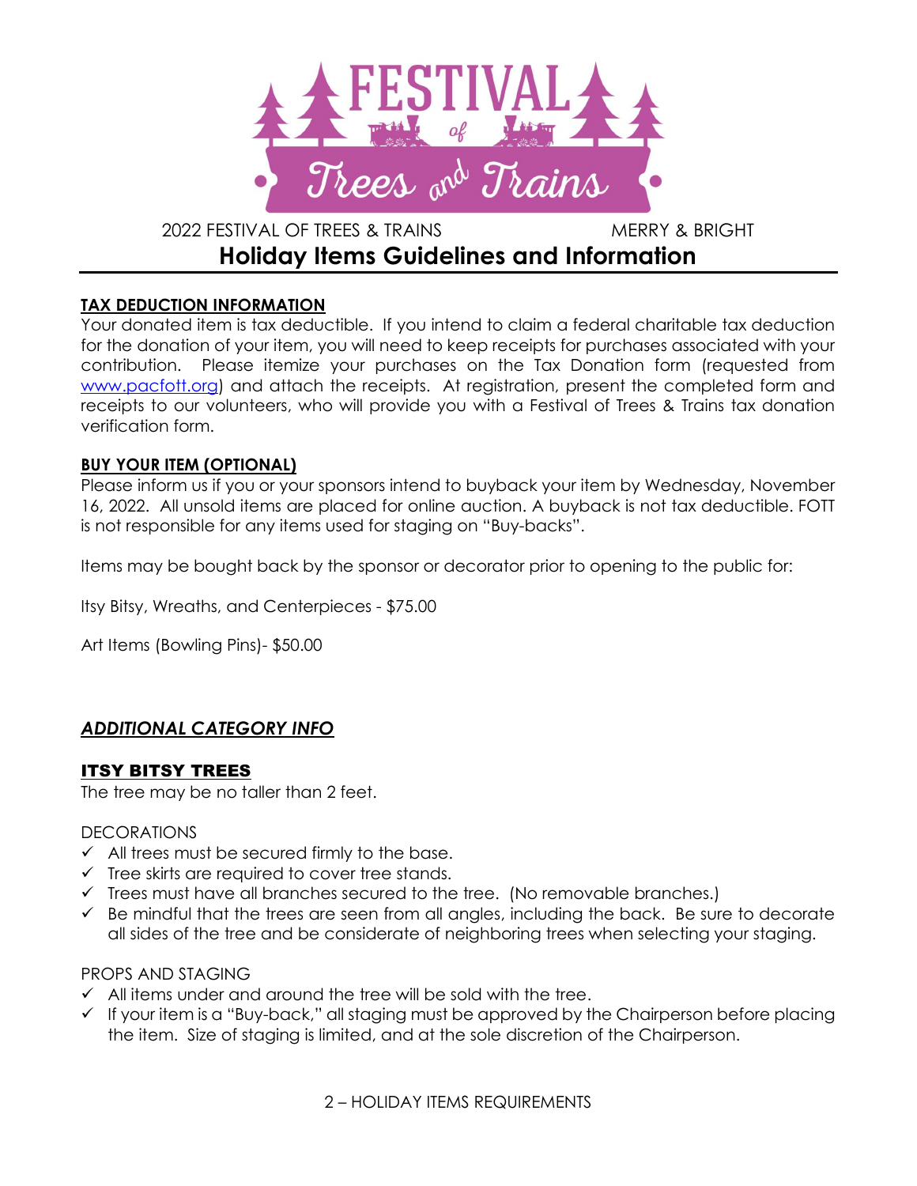2022 FESTIVAL OF TREES & TRAINS MERRY & BRIGHT

# Holiday Items Guidelines and Information

**TAX DEDUCTION INFORMATION**

Your donated item is tax deductible. If you intend to claim a federal charitable tax deduction for the donation of your item, you will need to keep receipts for purchases associated with your contribution. Please itemize your purchases on the Tax Donation form (requested from www.pacfott.org) and attach the receipts. At registration, present the completed form and receipts to our volunteers, who will provide you with a Festival of Trees & Trains tax donation verification form.

**BUY YOUR ITEM (OPTIONAL)**

Please inform us if you or your sponsors intend to buyback your item by Wednesday, November 16, 2022. All unsold items are placed for online auction. A buyback is not tax deductible. FOTT is not responsible for any items used for staging on "Buy-backs".

Items may be bought back by the sponsor or decorator prior to opening to the public for:

Itsy Bitsy, Wreaths, and Centerpieces - $75.00

Art Items (Bowling Pins)- $50.00

## *ADDITIONAL CATEGORY INFO*

### ITSY BITSY TREES

The tree may be no taller than 2 feet.

DECORATIONS

- ✓ All trees must be secured firmly to the base.
- ✓ Tree skirts are required to cover tree stands.
- ✓ Trees must have all branches secured to the tree. (No removable branches.)
- ✓ Be mindful that the trees are seen from all angles, including the back. Be sure to decorate all sides of the tree and be considerate of neighboring trees when selecting your staging.

PROPS AND STAGING

- ✓ All items under and around the tree will be sold with the tree.
- ✓ If your item is a "Buy-back," all staging must be approved by the Chairperson before placing the item. Size of staging is limited, and at the sole discretion of the Chairperson.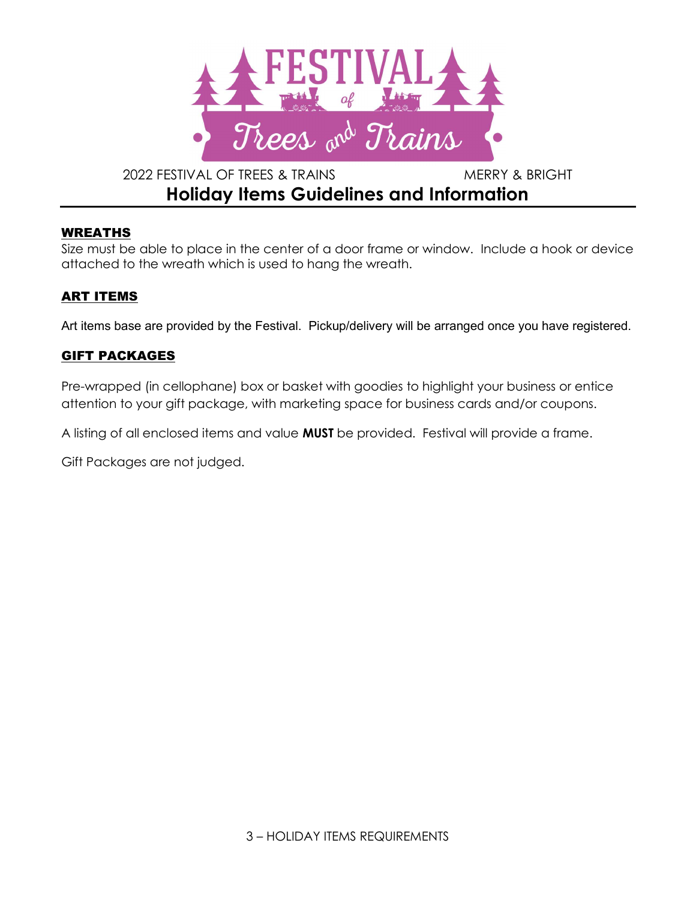2022 FESTIVAL OF TREES & TRAINS MERRY & BRIGHT

# Holiday Items Guidelines and Information

## WREATHS

Size must be able to place in the center of a door frame or window. Include a hook or device attached to the wreath which is used to hang the wreath.

## ART ITEMS

Art items base are provided by the Festival. Pickup/delivery will be arranged once you have registered.

## GIFT PACKAGES

Pre-wrapped (in cellophane) box or basket with goodies to highlight your business or entice attention to your gift package, with marketing space for business cards and/or coupons.

A listing of all enclosed items and value **MUST** be provided. Festival will provide a frame.

Gift Packages are not judged.

3 – HOLIDAY ITEMS REQUIREMENTS